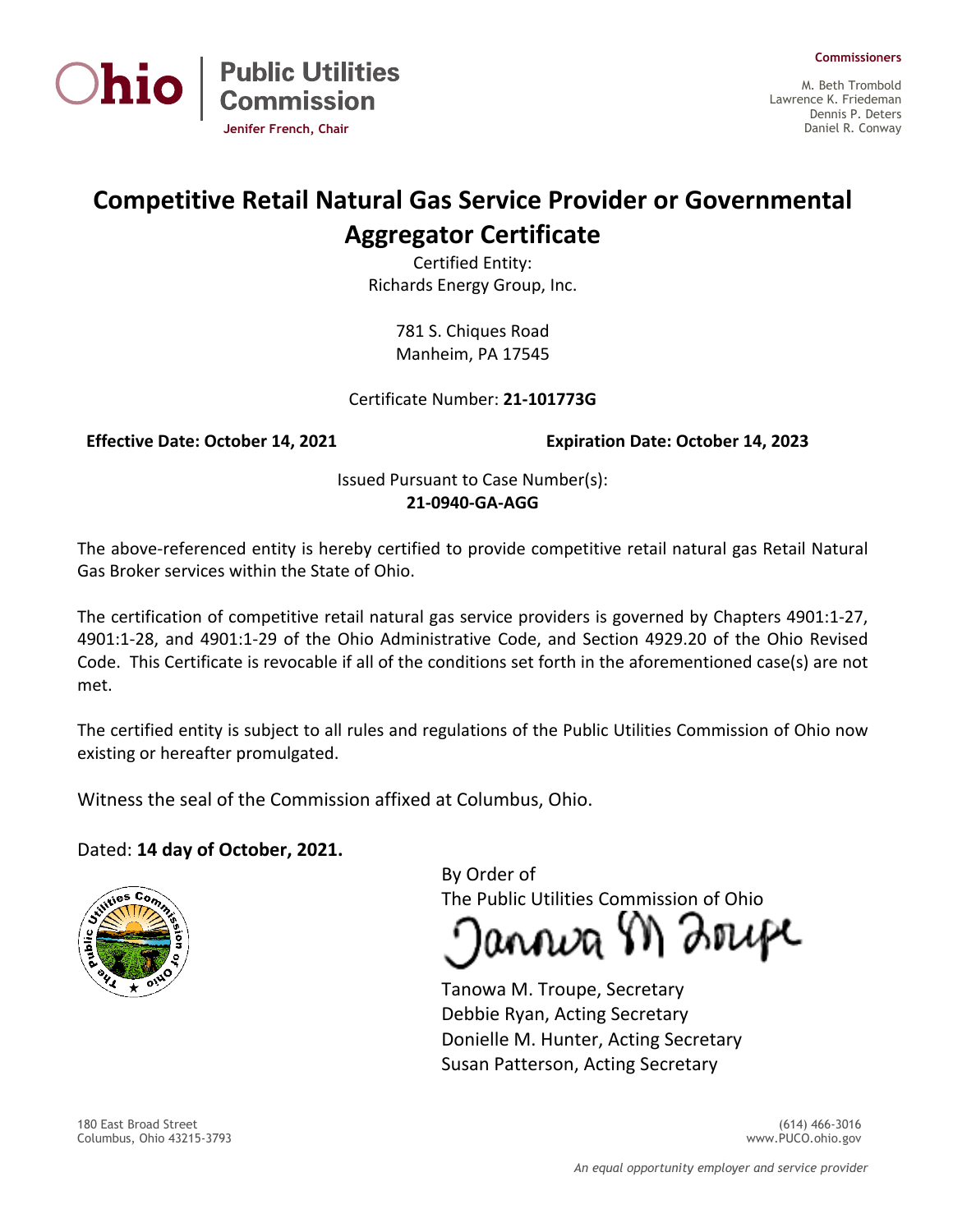Ohio | Public Utilities Commission

Jenifer French, Chair

**Commissioners**

M. Beth Trombold
Lawrence K. Friedeman
Dennis P. Deters
Daniel R. Conway

# Competitive Retail Natural Gas Service Provider or Governmental Aggregator Certificate

Certified Entity:
Richards Energy Group, Inc.

781 S. Chiques Road
Manheim, PA 17545

Certificate Number: **21-101773G**

**Effective Date: October 14, 2021** **Expiration Date: October 14, 2023**

Issued Pursuant to Case Number(s):
**21-0940-GA-AGG**

The above-referenced entity is hereby certified to provide competitive retail natural gas Retail Natural Gas Broker services within the State of Ohio.

The certification of competitive retail natural gas service providers is governed by Chapters 4901:1-27, 4901:1-28, and 4901:1-29 of the Ohio Administrative Code, and Section 4929.20 of the Ohio Revised Code. This Certificate is revocable if all of the conditions set forth in the aforementioned case(s) are not met.

The certified entity is subject to all rules and regulations of the Public Utilities Commission of Ohio now existing or hereafter promulgated.

Witness the seal of the Commission affixed at Columbus, Ohio.

Dated: **14 day of October, 2021.**

By Order of
The Public Utilities Commission of Ohio

Tanowa M. Troupe, Secretary
Debbie Ryan, Acting Secretary
Donielle M. Hunter, Acting Secretary
Susan Patterson, Acting Secretary

180 East Broad Street
Columbus, Ohio 43215-3793

(614) 466-3016
www.PUCO.ohio.gov

*An equal opportunity employer and service provider*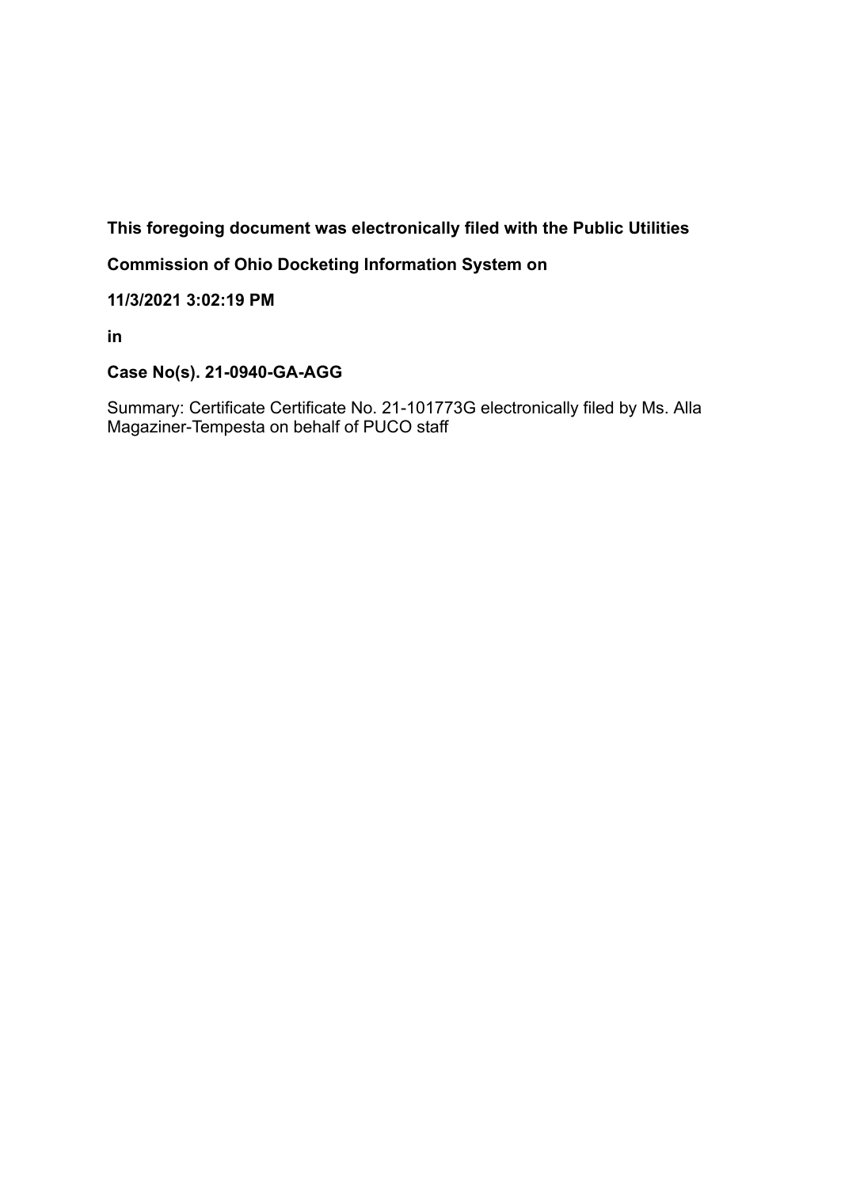**This foregoing document was electronically filed with the Public Utilities**

**Commission of Ohio Docketing Information System on**

**11/3/2021 3:02:19 PM**

**in**

**Case No(s). 21-0940-GA-AGG**

Summary: Certificate Certificate No. 21-101773G electronically filed by Ms. Alla Magaziner-Tempesta on behalf of PUCO staff